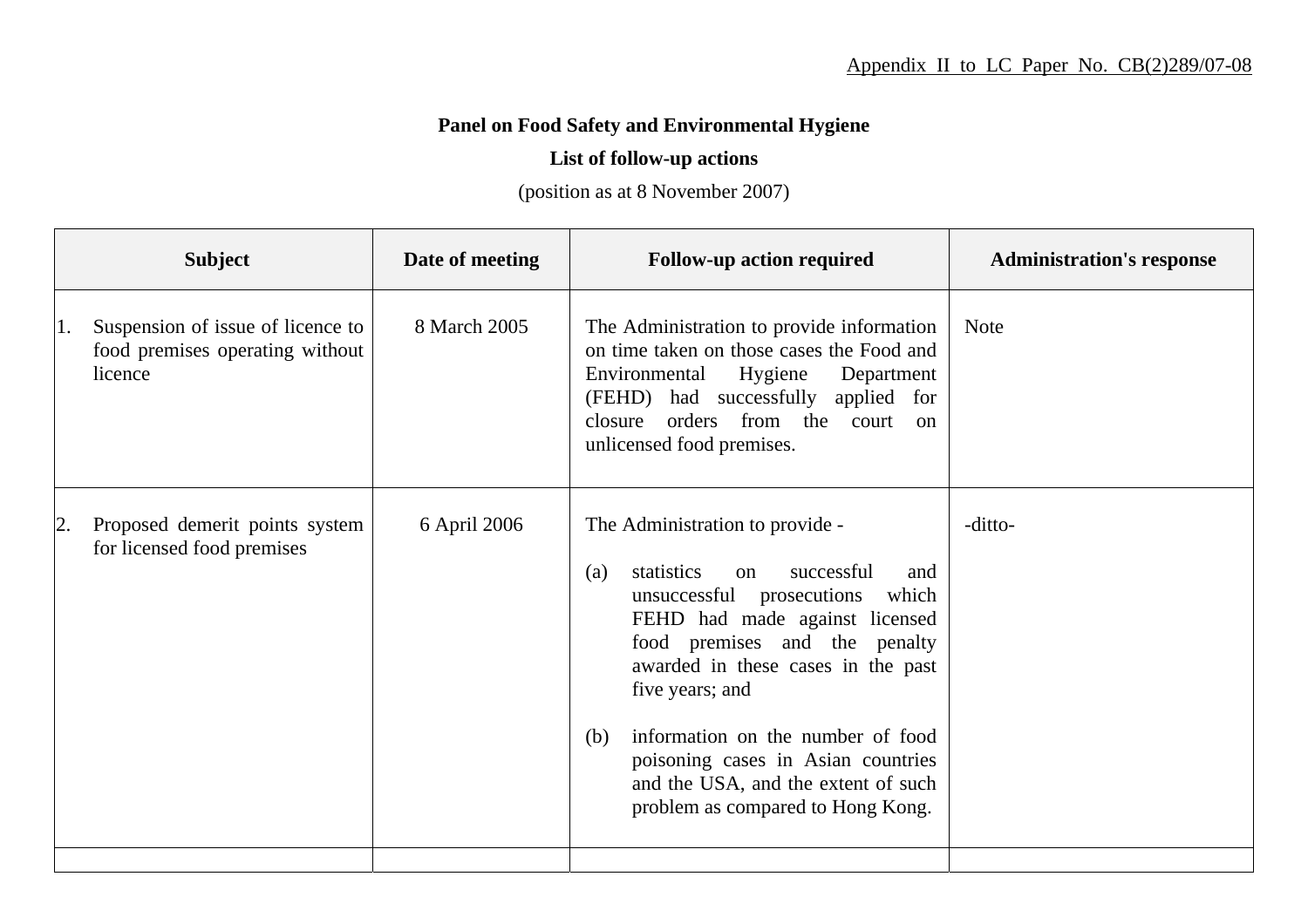Appendix II to LC Paper No. CB(2)289/07-08

**Panel on Food Safety and Environmental Hygiene**

**List of follow-up actions**

(position as at 8 November 2007)

| Subject | Date of meeting | Follow-up action required | Administration's response |
|---|---|---|---|
| 1. Suspension of issue of licence to food premises operating without licence | 8 March 2005 | The Administration to provide information on time taken on those cases the Food and Environmental Hygiene Department (FEHD) had successfully applied for closure orders from the court on unlicensed food premises. | Note |
| 2. Proposed demerit points system for licensed food premises | 6 April 2006 | The Administration to provide -<br><br>(a) statistics on successful and unsuccessful prosecutions which FEHD had made against licensed food premises and the penalty awarded in these cases in the past five years; and<br><br>(b) information on the number of food poisoning cases in Asian countries and the USA, and the extent of such problem as compared to Hong Kong. | -ditto- |
| | | | |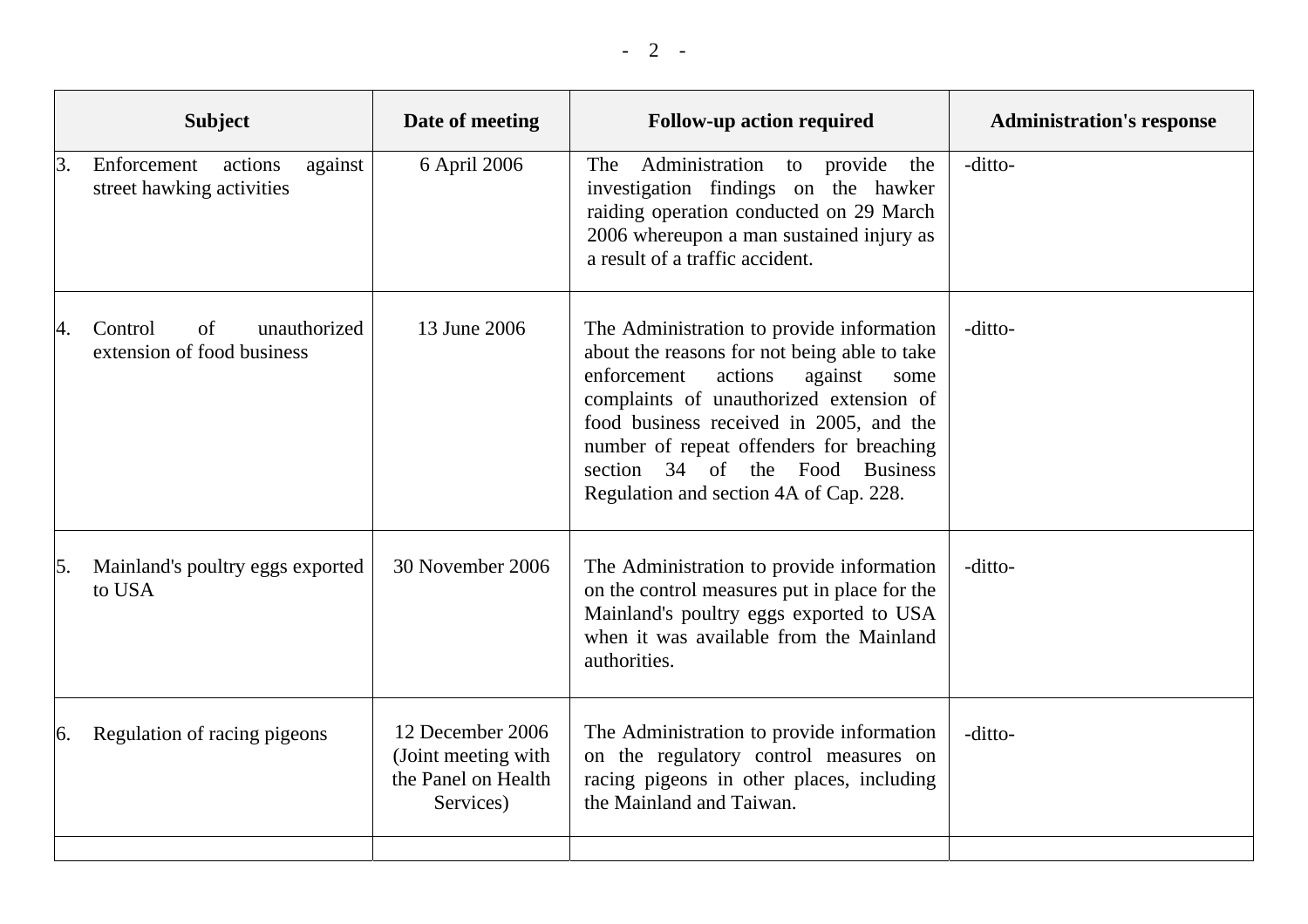| Subject | Date of meeting | Follow-up action required | Administration's response |
|---|---|---|---|
| 3. Enforcement actions against street hawking activities | 6 April 2006 | The Administration to provide the investigation findings on the hawker raiding operation conducted on 29 March 2006 whereupon a man sustained injury as a result of a traffic accident. | -ditto- |
| 4. Control of unauthorized extension of food business | 13 June 2006 | The Administration to provide information about the reasons for not being able to take enforcement actions against some complaints of unauthorized extension of food business received in 2005, and the number of repeat offenders for breaching section 34 of the Food Business Regulation and section 4A of Cap. 228. | -ditto- |
| 5. Mainland's poultry eggs exported to USA | 30 November 2006 | The Administration to provide information on the control measures put in place for the Mainland's poultry eggs exported to USA when it was available from the Mainland authorities. | -ditto- |
| 6. Regulation of racing pigeons | 12 December 2006 (Joint meeting with the Panel on Health Services) | The Administration to provide information on the regulatory control measures on racing pigeons in other places, including the Mainland and Taiwan. | -ditto- |
| | | | |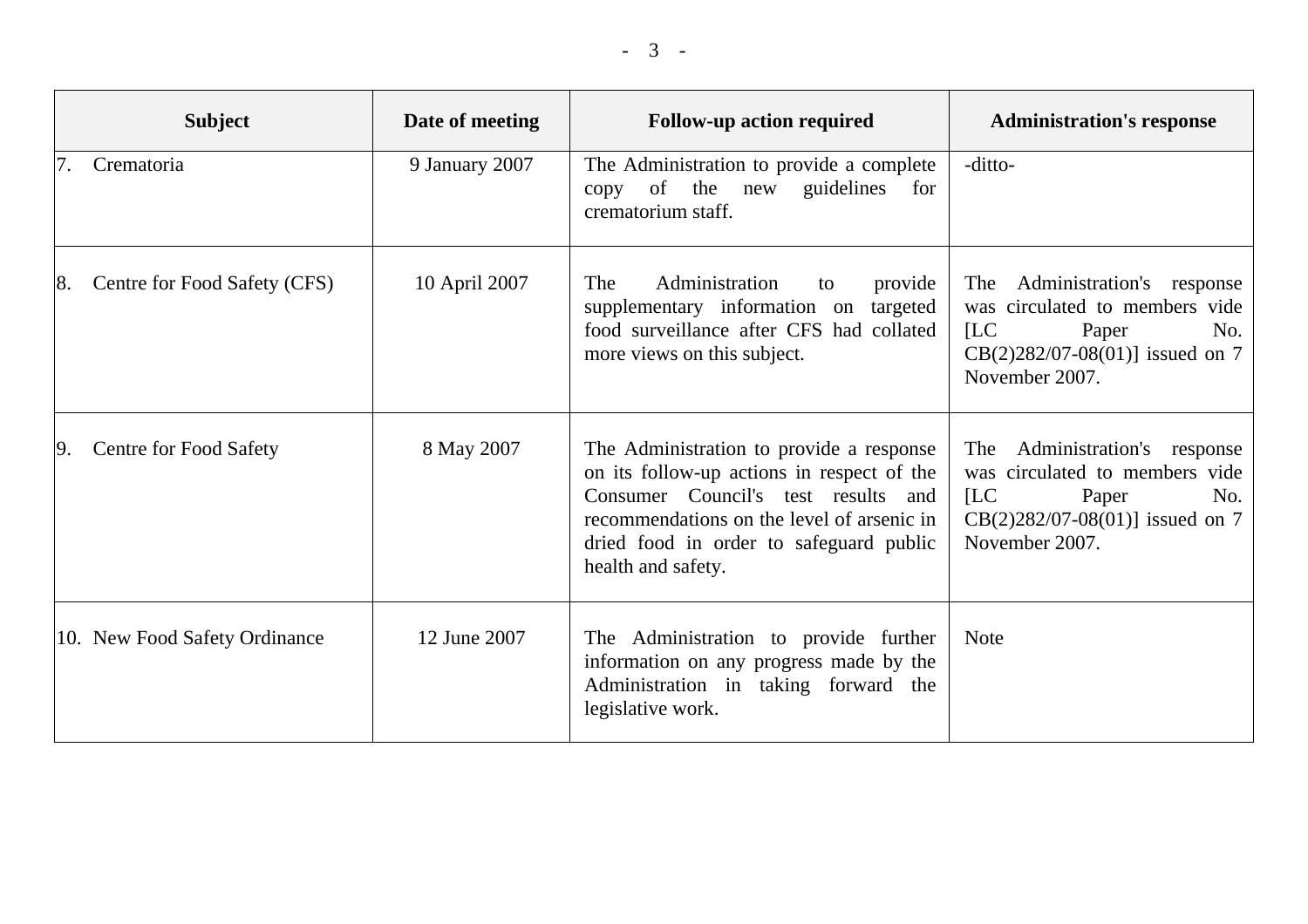| Subject | Date of meeting | Follow-up action required | Administration's response |
|---|---|---|---|
| 7. Crematoria | 9 January 2007 | The Administration to provide a complete copy of the new guidelines for crematorium staff. | -ditto- |
| 8. Centre for Food Safety (CFS) | 10 April 2007 | The Administration to provide supplementary information on targeted food surveillance after CFS had collated more views on this subject. | The Administration's response was circulated to members vide [LC Paper No. CB(2)282/07-08(01)] issued on 7 November 2007. |
| 9. Centre for Food Safety | 8 May 2007 | The Administration to provide a response on its follow-up actions in respect of the Consumer Council's test results and recommendations on the level of arsenic in dried food in order to safeguard public health and safety. | The Administration's response was circulated to members vide [LC Paper No. CB(2)282/07-08(01)] issued on 7 November 2007. |
| 10. New Food Safety Ordinance | 12 June 2007 | The Administration to provide further information on any progress made by the Administration in taking forward the legislative work. | Note |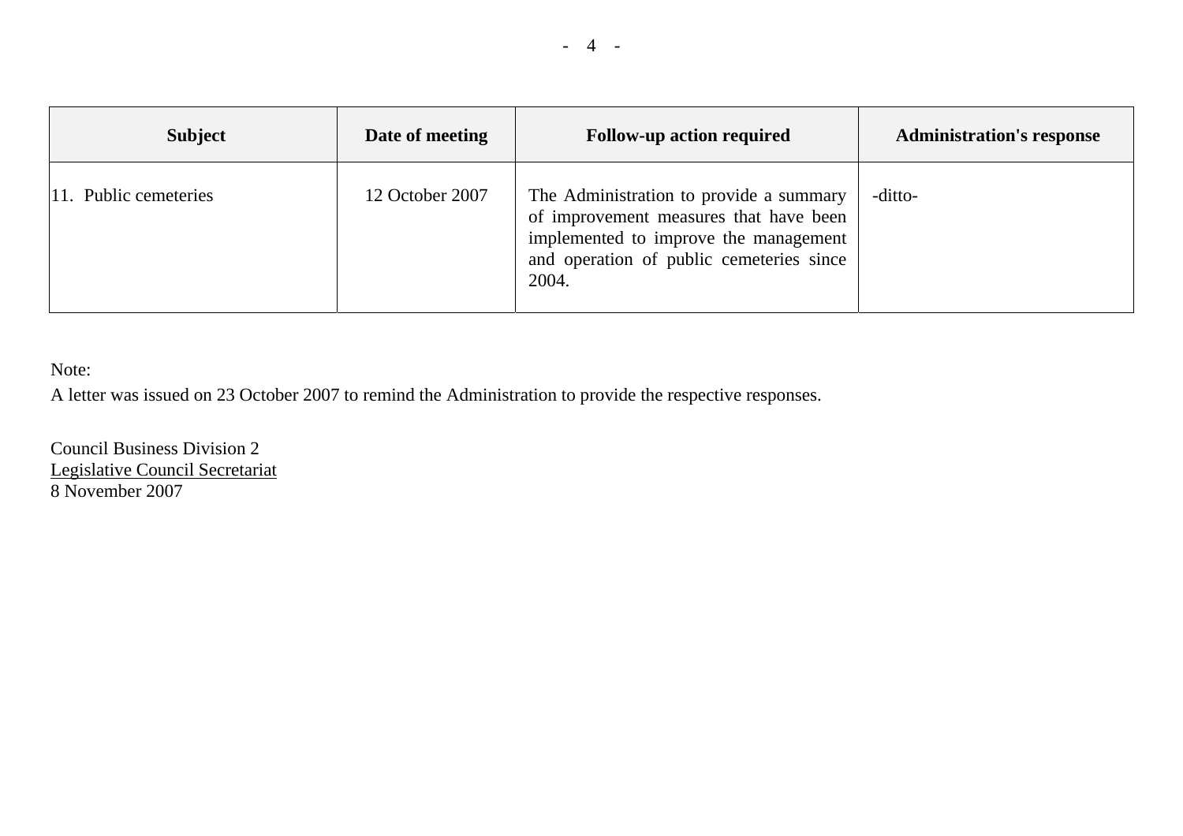| Subject | Date of meeting | Follow-up action required | Administration's response |
|---|---|---|---|
| 11. Public cemeteries | 12 October 2007 | The Administration to provide a summary of improvement measures that have been implemented to improve the management and operation of public cemeteries since 2004. | -ditto- |

Note:
A letter was issued on 23 October 2007 to remind the Administration to provide the respective responses.

Council Business Division 2
Legislative Council Secretariat
8 November 2007